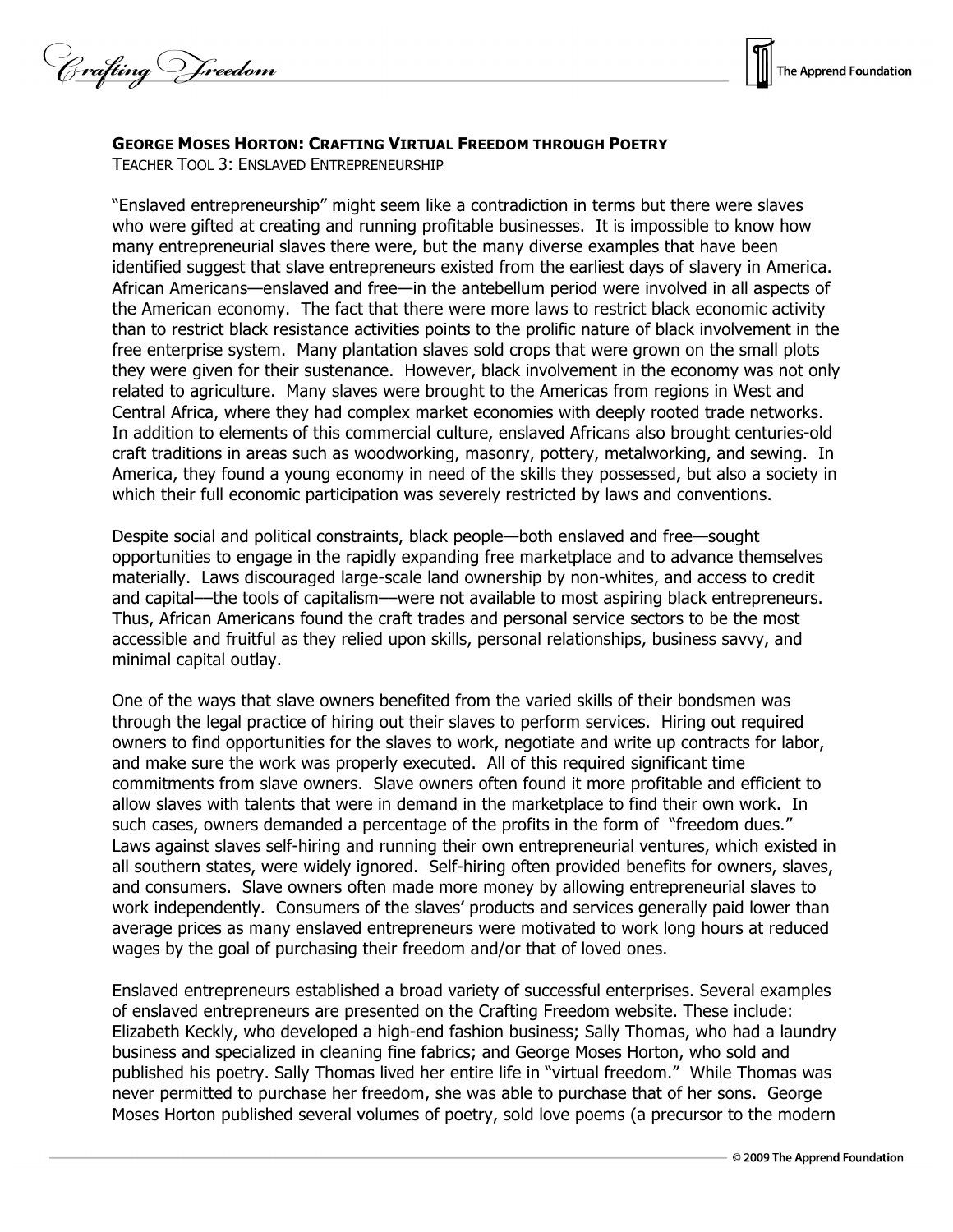**GEORGE MOSES HORTON: CRAFTING VIRTUAL FREEDOM THROUGH POETRY**

TEACHER TOOL 3: ENSLAVED ENTREPRENEURSHIP

"Enslaved entrepreneurship" might seem like a contradiction in terms but there were slaves who were gifted at creating and running profitable businesses. It is impossible to know how many entrepreneurial slaves there were, but the many diverse examples that have been identified suggest that slave entrepreneurs existed from the earliest days of slavery in America. African Americans—enslaved and free—in the antebellum period were involved in all aspects of the American economy. The fact that there were more laws to restrict black economic activity than to restrict black resistance activities points to the prolific nature of black involvement in the free enterprise system. Many plantation slaves sold crops that were grown on the small plots they were given for their sustenance. However, black involvement in the economy was not only related to agriculture. Many slaves were brought to the Americas from regions in West and Central Africa, where they had complex market economies with deeply rooted trade networks. In addition to elements of this commercial culture, enslaved Africans also brought centuries-old craft traditions in areas such as woodworking, masonry, pottery, metalworking, and sewing. In America, they found a young economy in need of the skills they possessed, but also a society in which their full economic participation was severely restricted by laws and conventions.

Despite social and political constraints, black people—both enslaved and free—sought opportunities to engage in the rapidly expanding free marketplace and to advance themselves materially. Laws discouraged large-scale land ownership by non-whites, and access to credit and capital––the tools of capitalism––were not available to most aspiring black entrepreneurs. Thus, African Americans found the craft trades and personal service sectors to be the most accessible and fruitful as they relied upon skills, personal relationships, business savvy, and minimal capital outlay.

One of the ways that slave owners benefited from the varied skills of their bondsmen was through the legal practice of hiring out their slaves to perform services. Hiring out required owners to find opportunities for the slaves to work, negotiate and write up contracts for labor, and make sure the work was properly executed. All of this required significant time commitments from slave owners. Slave owners often found it more profitable and efficient to allow slaves with talents that were in demand in the marketplace to find their own work. In such cases, owners demanded a percentage of the profits in the form of "freedom dues." Laws against slaves self-hiring and running their own entrepreneurial ventures, which existed in all southern states, were widely ignored. Self-hiring often provided benefits for owners, slaves, and consumers. Slave owners often made more money by allowing entrepreneurial slaves to work independently. Consumers of the slaves' products and services generally paid lower than average prices as many enslaved entrepreneurs were motivated to work long hours at reduced wages by the goal of purchasing their freedom and/or that of loved ones.

Enslaved entrepreneurs established a broad variety of successful enterprises. Several examples of enslaved entrepreneurs are presented on the Crafting Freedom website. These include: Elizabeth Keckly, who developed a high-end fashion business; Sally Thomas, who had a laundry business and specialized in cleaning fine fabrics; and George Moses Horton, who sold and published his poetry. Sally Thomas lived her entire life in "virtual freedom." While Thomas was never permitted to purchase her freedom, she was able to purchase that of her sons. George Moses Horton published several volumes of poetry, sold love poems (a precursor to the modern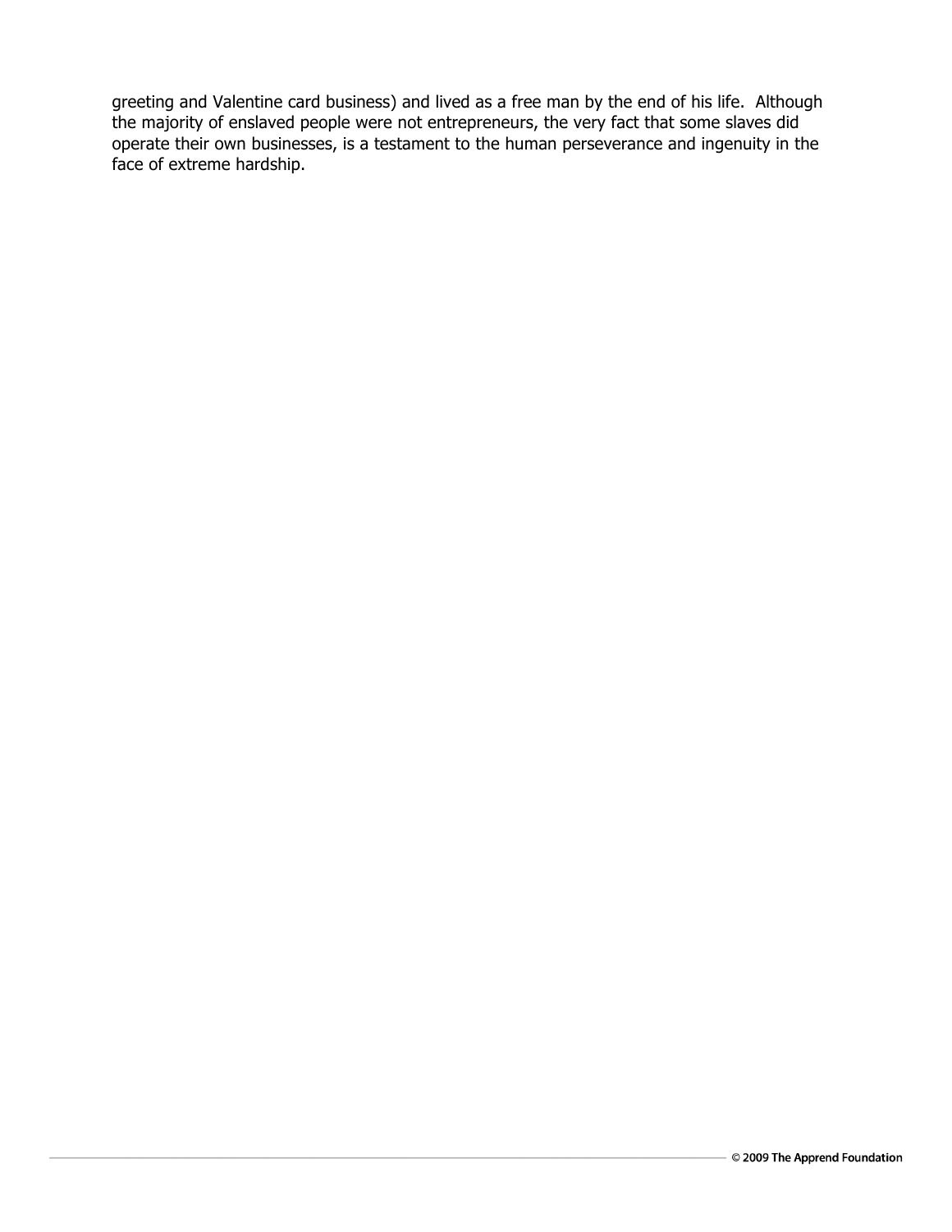greeting and Valentine card business) and lived as a free man by the end of his life. Although the majority of enslaved people were not entrepreneurs, the very fact that some slaves did operate their own businesses, is a testament to the human perseverance and ingenuity in the face of extreme hardship.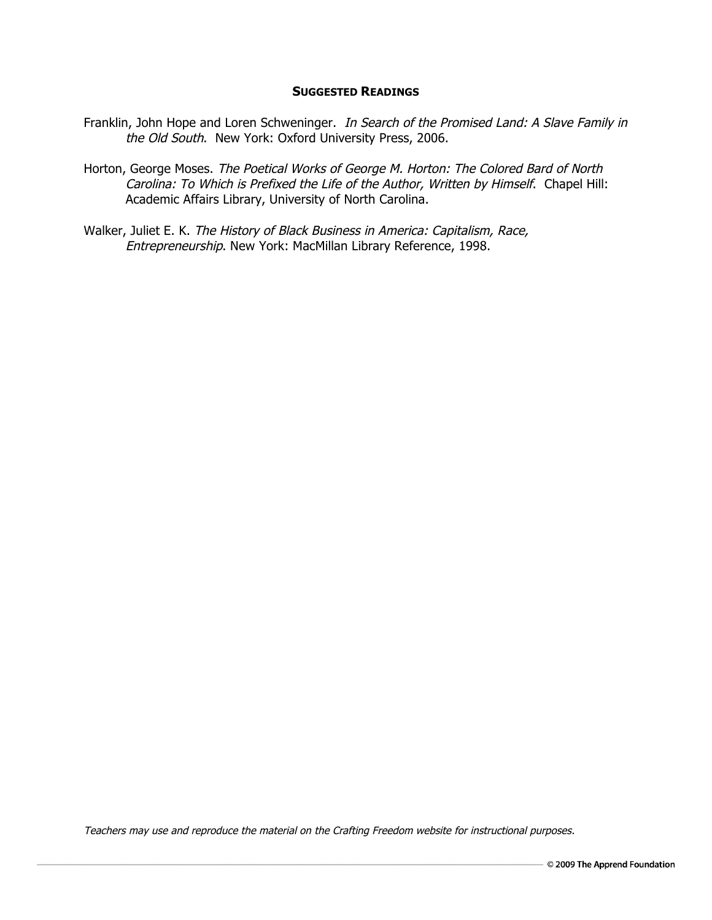## Suggested Readings

Franklin, John Hope and Loren Schweninger. *In Search of the Promised Land: A Slave Family in the Old South*. New York: Oxford University Press, 2006.

Horton, George Moses. *The Poetical Works of George M. Horton: The Colored Bard of North Carolina: To Which is Prefixed the Life of the Author, Written by Himself*. Chapel Hill: Academic Affairs Library, University of North Carolina.

Walker, Juliet E. K. *The History of Black Business in America: Capitalism, Race, Entrepreneurship*. New York: MacMillan Library Reference, 1998.

*Teachers may use and reproduce the material on the Crafting Freedom website for instructional purposes.*

© 2009 The Apprend Foundation